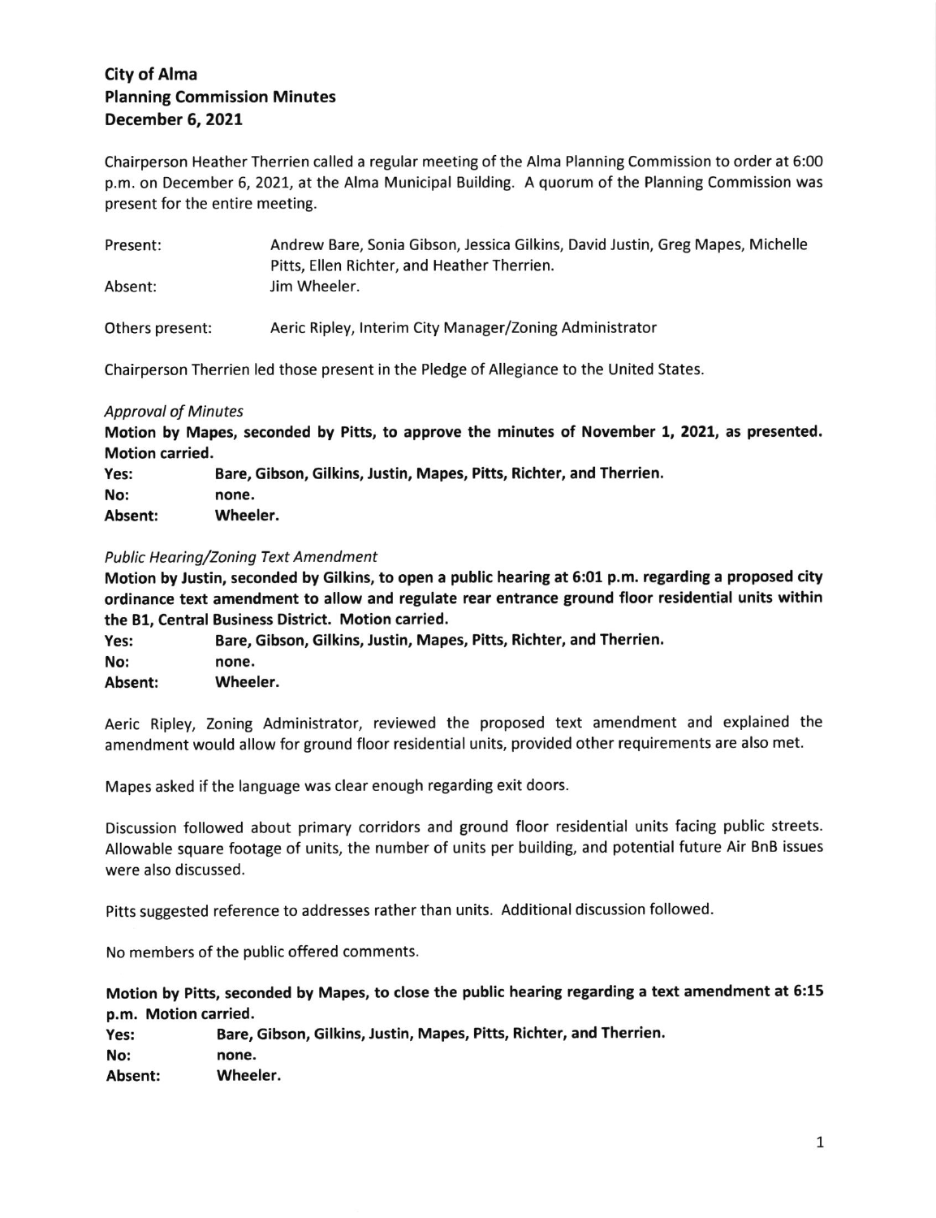# City of Alma
## Planning Commission Minutes
## December 6, 2021

Chairperson Heather Therrien called a regular meeting of the Alma Planning Commission to order at 6:00 p.m. on December 6, 2021, at the Alma Municipal Building. A quorum of the Planning Commission was present for the entire meeting.

| | |
|---|---|
| Present: | Andrew Bare, Sonia Gibson, Jessica Gilkins, David Justin, Greg Mapes, Michelle Pitts, Ellen Richter, and Heather Therrien. |
| Absent: | Jim Wheeler. |
| Others present: | Aeric Ripley, Interim City Manager/Zoning Administrator |

Chairperson Therrien led those present in the Pledge of Allegiance to the United States.

*Approval of Minutes*

**Motion by Mapes, seconded by Pitts, to approve the minutes of November 1, 2021, as presented. Motion carried.**

| | |
|---|---|
| **Yes:** | **Bare, Gibson, Gilkins, Justin, Mapes, Pitts, Richter, and Therrien.** |
| **No:** | **none.** |
| **Absent:** | **Wheeler.** |

*Public Hearing/Zoning Text Amendment*

**Motion by Justin, seconded by Gilkins, to open a public hearing at 6:01 p.m. regarding a proposed city ordinance text amendment to allow and regulate rear entrance ground floor residential units within the B1, Central Business District. Motion carried.**

| | |
|---|---|
| **Yes:** | **Bare, Gibson, Gilkins, Justin, Mapes, Pitts, Richter, and Therrien.** |
| **No:** | **none.** |
| **Absent:** | **Wheeler.** |

Aeric Ripley, Zoning Administrator, reviewed the proposed text amendment and explained the amendment would allow for ground floor residential units, provided other requirements are also met.

Mapes asked if the language was clear enough regarding exit doors.

Discussion followed about primary corridors and ground floor residential units facing public streets. Allowable square footage of units, the number of units per building, and potential future Air BnB issues were also discussed.

Pitts suggested reference to addresses rather than units. Additional discussion followed.

No members of the public offered comments.

**Motion by Pitts, seconded by Mapes, to close the public hearing regarding a text amendment at 6:15 p.m. Motion carried.**

| | |
|---|---|
| **Yes:** | **Bare, Gibson, Gilkins, Justin, Mapes, Pitts, Richter, and Therrien.** |
| **No:** | **none.** |
| **Absent:** | **Wheeler.** |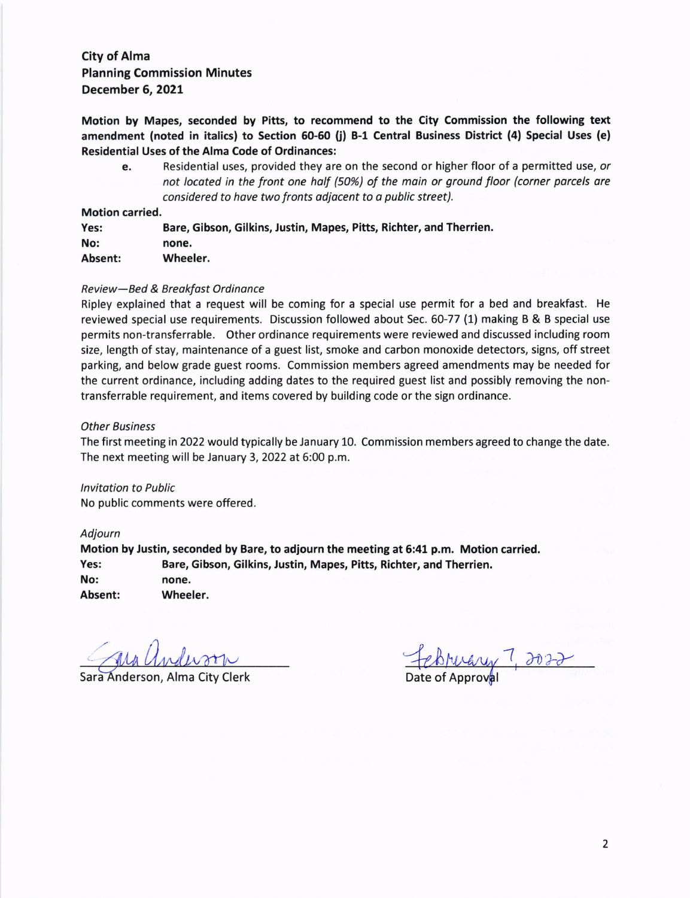**City of Alma**
**Planning Commission Minutes**
**December 6, 2021**

**Motion by Mapes, seconded by Pitts, to recommend to the City Commission the following text amendment (noted in italics) to Section 60-60 (j) B-1 Central Business District (4) Special Uses (e) Residential Uses of the Alma Code of Ordinances:**

**e.** Residential uses, provided they are on the second or higher floor of a permitted use, *or not located in the front one half (50%) of the main or ground floor (corner parcels are considered to have two fronts adjacent to a public street).*

**Motion carried.**

| | |
|---|---|
| **Yes:** | **Bare, Gibson, Gilkins, Justin, Mapes, Pitts, Richter, and Therrien.** |
| **No:** | **none.** |
| **Absent:** | **Wheeler.** |

*Review—Bed & Breakfast Ordinance*

Ripley explained that a request will be coming for a special use permit for a bed and breakfast. He reviewed special use requirements. Discussion followed about Sec. 60-77 (1) making B & B special use permits non-transferrable. Other ordinance requirements were reviewed and discussed including room size, length of stay, maintenance of a guest list, smoke and carbon monoxide detectors, signs, off street parking, and below grade guest rooms. Commission members agreed amendments may be needed for the current ordinance, including adding dates to the required guest list and possibly removing the non-transferrable requirement, and items covered by building code or the sign ordinance.

*Other Business*

The first meeting in 2022 would typically be January 10. Commission members agreed to change the date. The next meeting will be January 3, 2022 at 6:00 p.m.

*Invitation to Public*

No public comments were offered.

*Adjourn*

**Motion by Justin, seconded by Bare, to adjourn the meeting at 6:41 p.m. Motion carried.**

| | |
|---|---|
| **Yes:** | **Bare, Gibson, Gilkins, Justin, Mapes, Pitts, Richter, and Therrien.** |
| **No:** | **none.** |
| **Absent:** | **Wheeler.** |

Sara Anderson, Alma City Clerk

February 7, 2022
Date of Approval